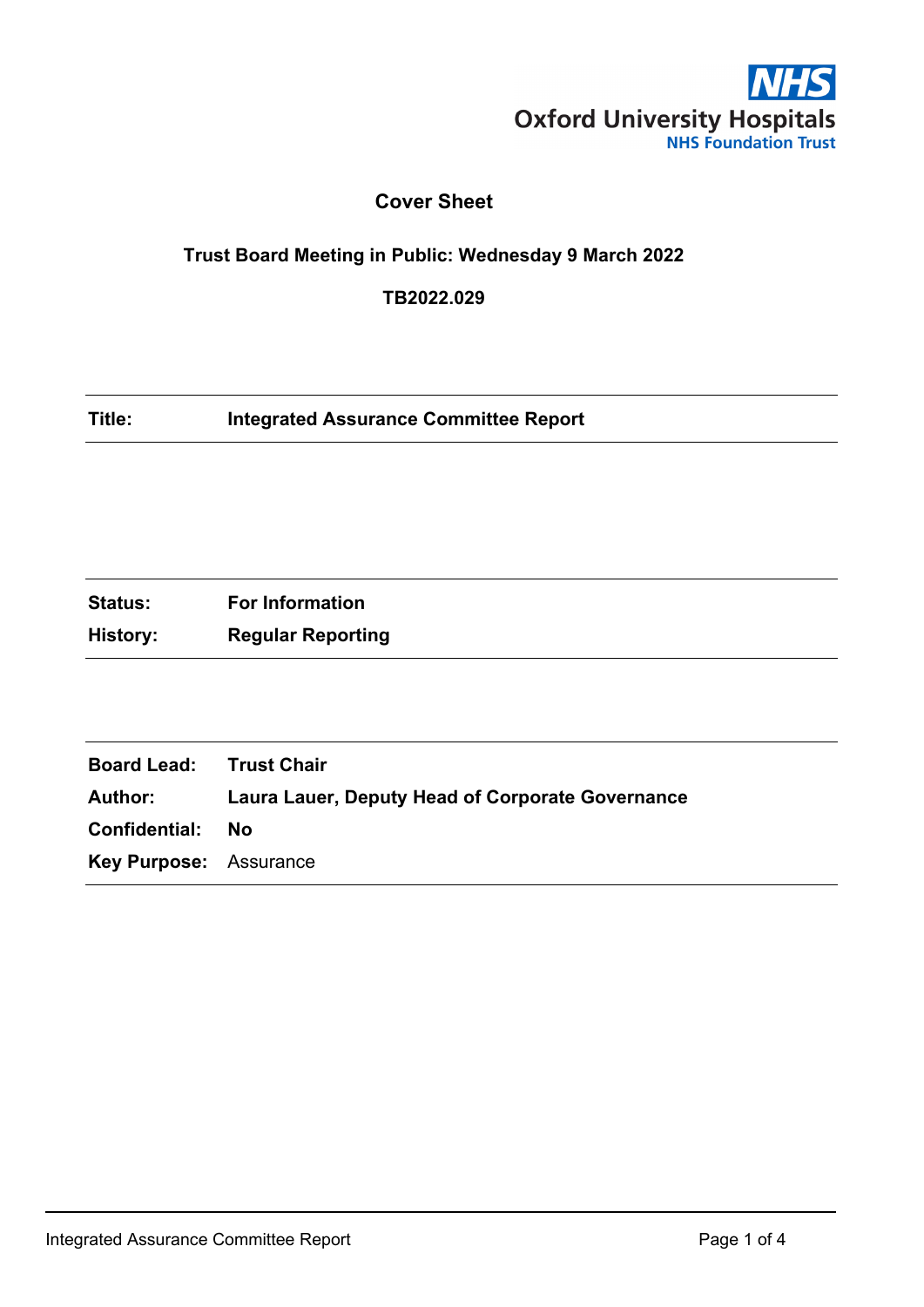NHS
Oxford University Hospitals
NHS Foundation Trust

# Cover Sheet

**Trust Board Meeting in Public: Wednesday 9 March 2022**

**TB2022.029**

| | |
|---|---|
| **Title:** | **Integrated Assurance Committee Report** |

| | |
|---|---|
| **Status:** | **For Information** |
| **History:** | **Regular Reporting** |

| | |
|---|---|
| **Board Lead:** | **Trust Chair** |
| **Author:** | **Laura Lauer, Deputy Head of Corporate Governance** |
| **Confidential:** | **No** |
| **Key Purpose:** | Assurance |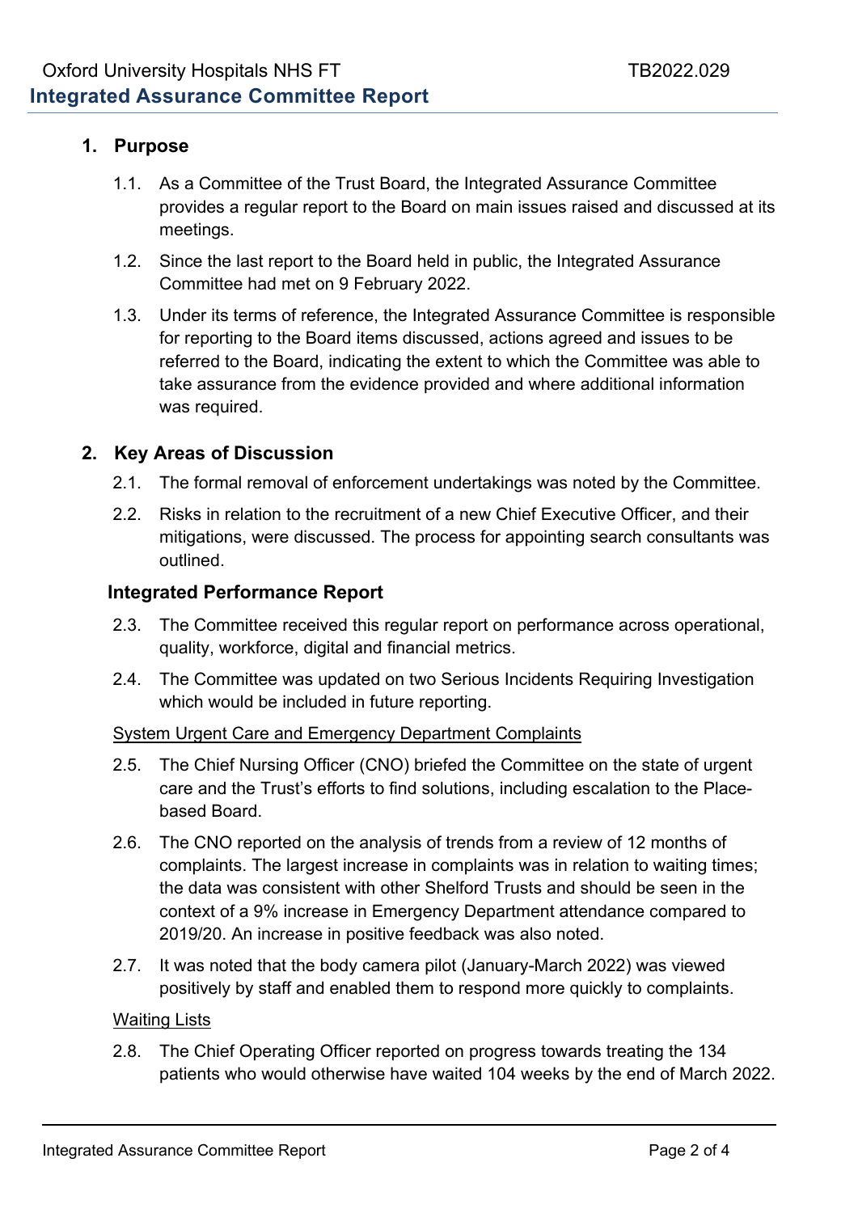## 1. Purpose

1.1. As a Committee of the Trust Board, the Integrated Assurance Committee provides a regular report to the Board on main issues raised and discussed at its meetings.

1.2. Since the last report to the Board held in public, the Integrated Assurance Committee had met on 9 February 2022.

1.3. Under its terms of reference, the Integrated Assurance Committee is responsible for reporting to the Board items discussed, actions agreed and issues to be referred to the Board, indicating the extent to which the Committee was able to take assurance from the evidence provided and where additional information was required.

## 2. Key Areas of Discussion

2.1. The formal removal of enforcement undertakings was noted by the Committee.

2.2. Risks in relation to the recruitment of a new Chief Executive Officer, and their mitigations, were discussed. The process for appointing search consultants was outlined.

### Integrated Performance Report

2.3. The Committee received this regular report on performance across operational, quality, workforce, digital and financial metrics.

2.4. The Committee was updated on two Serious Incidents Requiring Investigation which would be included in future reporting.

<u>System Urgent Care and Emergency Department Complaints</u>

2.5. The Chief Nursing Officer (CNO) briefed the Committee on the state of urgent care and the Trust's efforts to find solutions, including escalation to the Place-based Board.

2.6. The CNO reported on the analysis of trends from a review of 12 months of complaints. The largest increase in complaints was in relation to waiting times; the data was consistent with other Shelford Trusts and should be seen in the context of a 9% increase in Emergency Department attendance compared to 2019/20. An increase in positive feedback was also noted.

2.7. It was noted that the body camera pilot (January-March 2022) was viewed positively by staff and enabled them to respond more quickly to complaints.

<u>Waiting Lists</u>

2.8. The Chief Operating Officer reported on progress towards treating the 134 patients who would otherwise have waited 104 weeks by the end of March 2022.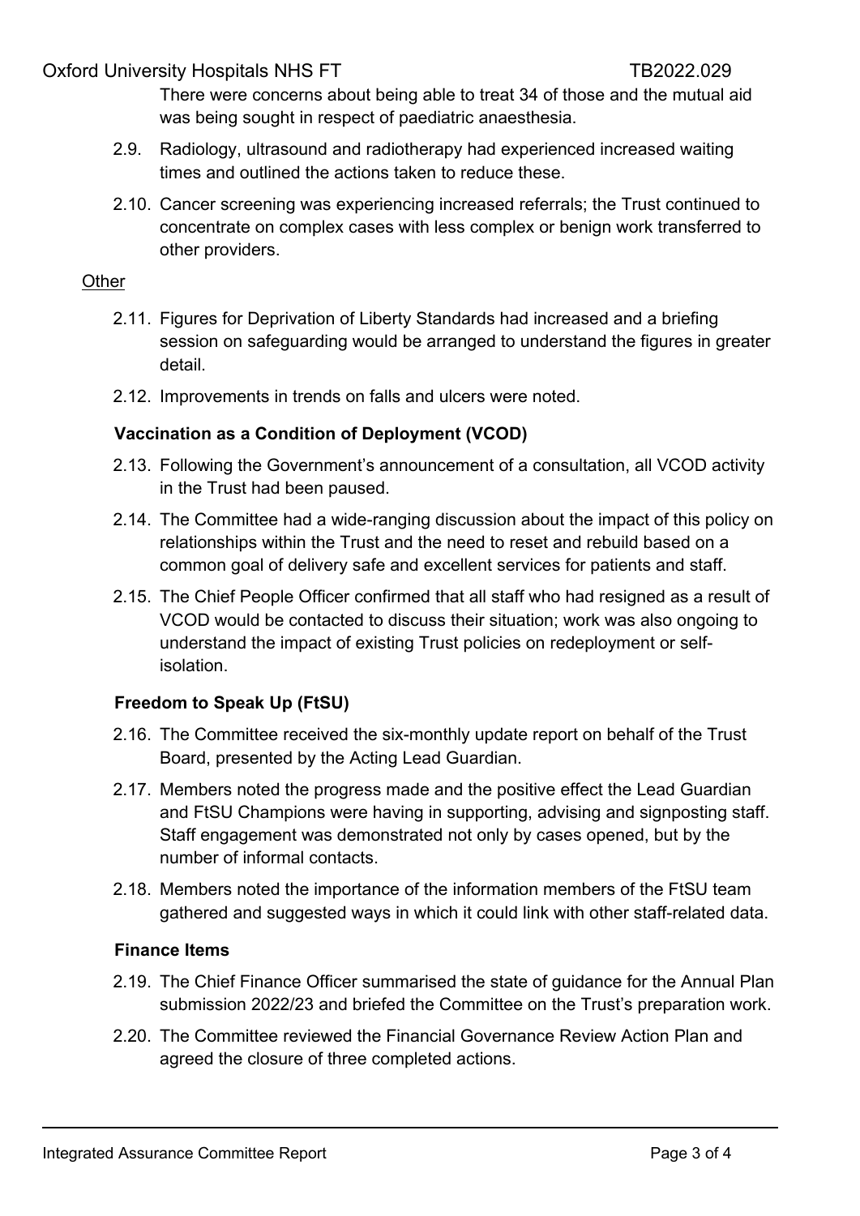There were concerns about being able to treat 34 of those and the mutual aid was being sought in respect of paediatric anaesthesia.

2.9. Radiology, ultrasound and radiotherapy had experienced increased waiting times and outlined the actions taken to reduce these.

2.10. Cancer screening was experiencing increased referrals; the Trust continued to concentrate on complex cases with less complex or benign work transferred to other providers.

Other

2.11. Figures for Deprivation of Liberty Standards had increased and a briefing session on safeguarding would be arranged to understand the figures in greater detail.

2.12. Improvements in trends on falls and ulcers were noted.

**Vaccination as a Condition of Deployment (VCOD)**

2.13. Following the Government's announcement of a consultation, all VCOD activity in the Trust had been paused.

2.14. The Committee had a wide-ranging discussion about the impact of this policy on relationships within the Trust and the need to reset and rebuild based on a common goal of delivery safe and excellent services for patients and staff.

2.15. The Chief People Officer confirmed that all staff who had resigned as a result of VCOD would be contacted to discuss their situation; work was also ongoing to understand the impact of existing Trust policies on redeployment or self-isolation.

**Freedom to Speak Up (FtSU)**

2.16. The Committee received the six-monthly update report on behalf of the Trust Board, presented by the Acting Lead Guardian.

2.17. Members noted the progress made and the positive effect the Lead Guardian and FtSU Champions were having in supporting, advising and signposting staff. Staff engagement was demonstrated not only by cases opened, but by the number of informal contacts.

2.18. Members noted the importance of the information members of the FtSU team gathered and suggested ways in which it could link with other staff-related data.

**Finance Items**

2.19. The Chief Finance Officer summarised the state of guidance for the Annual Plan submission 2022/23 and briefed the Committee on the Trust's preparation work.

2.20. The Committee reviewed the Financial Governance Review Action Plan and agreed the closure of three completed actions.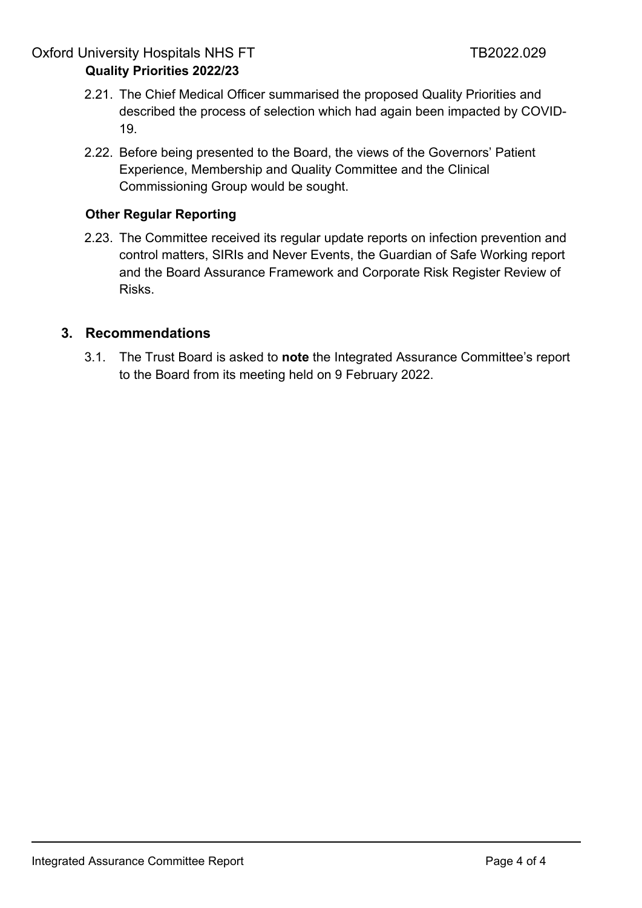**Quality Priorities 2022/23**

2.21. The Chief Medical Officer summarised the proposed Quality Priorities and described the process of selection which had again been impacted by COVID-19.

2.22. Before being presented to the Board, the views of the Governors' Patient Experience, Membership and Quality Committee and the Clinical Commissioning Group would be sought.

**Other Regular Reporting**

2.23. The Committee received its regular update reports on infection prevention and control matters, SIRIs and Never Events, the Guardian of Safe Working report and the Board Assurance Framework and Corporate Risk Register Review of Risks.

## 3. Recommendations

3.1. The Trust Board is asked to **note** the Integrated Assurance Committee's report to the Board from its meeting held on 9 February 2022.